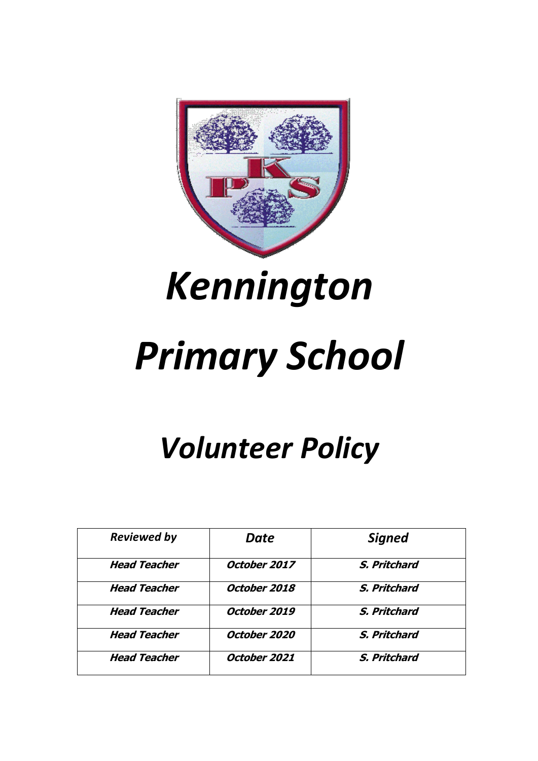# *Kennington Primary School*

## *Volunteer Policy*

| *Reviewed by* | *Date* | *Signed* |
|---|---|---|
| ***Head Teacher*** | ***October 2017*** | ***S. Pritchard*** |
| ***Head Teacher*** | ***October 2018*** | ***S. Pritchard*** |
| ***Head Teacher*** | ***October 2019*** | ***S. Pritchard*** |
| ***Head Teacher*** | ***October 2020*** | ***S. Pritchard*** |
| ***Head Teacher*** | ***October 2021*** | ***S. Pritchard*** |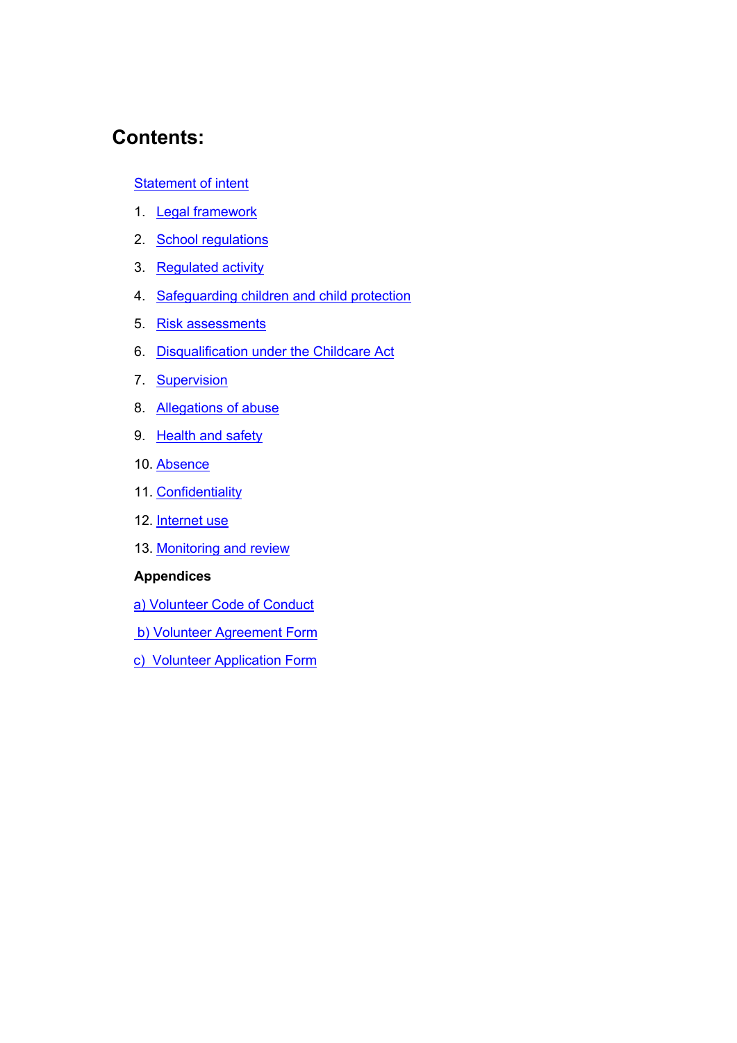# Contents:

Statement of intent

1. Legal framework
2. School regulations
3. Regulated activity
4. Safeguarding children and child protection
5. Risk assessments
6. Disqualification under the Childcare Act
7. Supervision
8. Allegations of abuse
9. Health and safety
10. Absence
11. Confidentiality
12. Internet use
13. Monitoring and review

**Appendices**

a) Volunteer Code of Conduct

b) Volunteer Agreement Form

c) Volunteer Application Form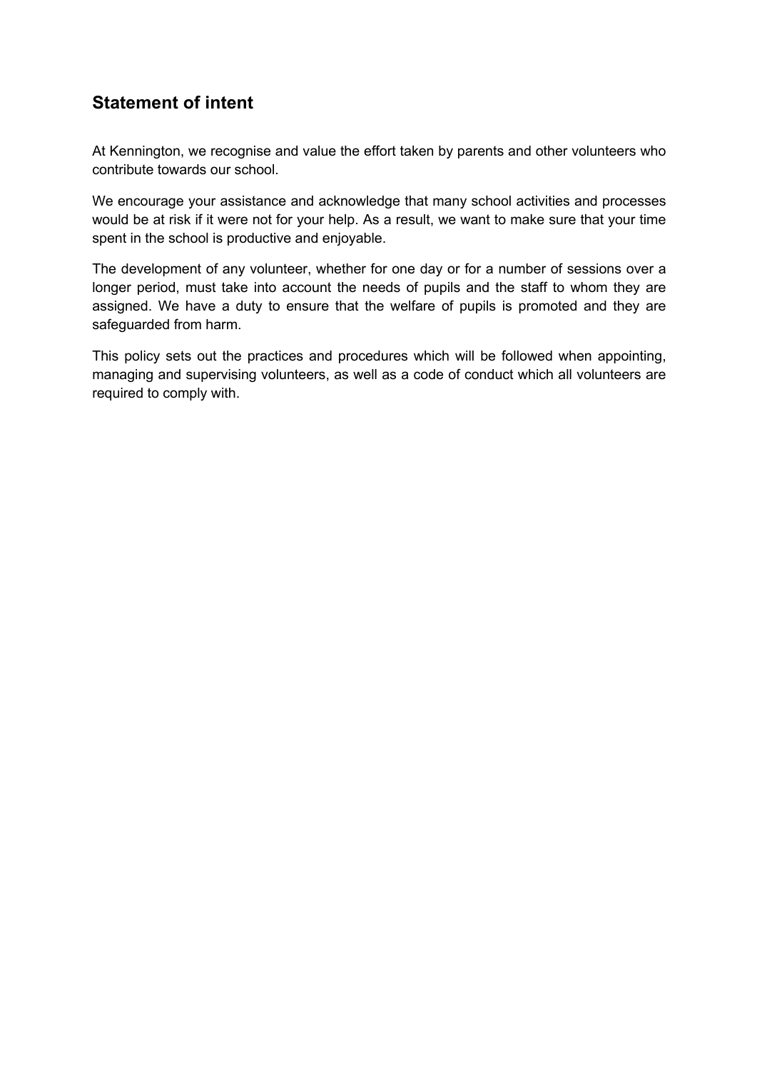## Statement of intent

At Kennington, we recognise and value the effort taken by parents and other volunteers who contribute towards our school.

We encourage your assistance and acknowledge that many school activities and processes would be at risk if it were not for your help. As a result, we want to make sure that your time spent in the school is productive and enjoyable.

The development of any volunteer, whether for one day or for a number of sessions over a longer period, must take into account the needs of pupils and the staff to whom they are assigned. We have a duty to ensure that the welfare of pupils is promoted and they are safeguarded from harm.

This policy sets out the practices and procedures which will be followed when appointing, managing and supervising volunteers, as well as a code of conduct which all volunteers are required to comply with.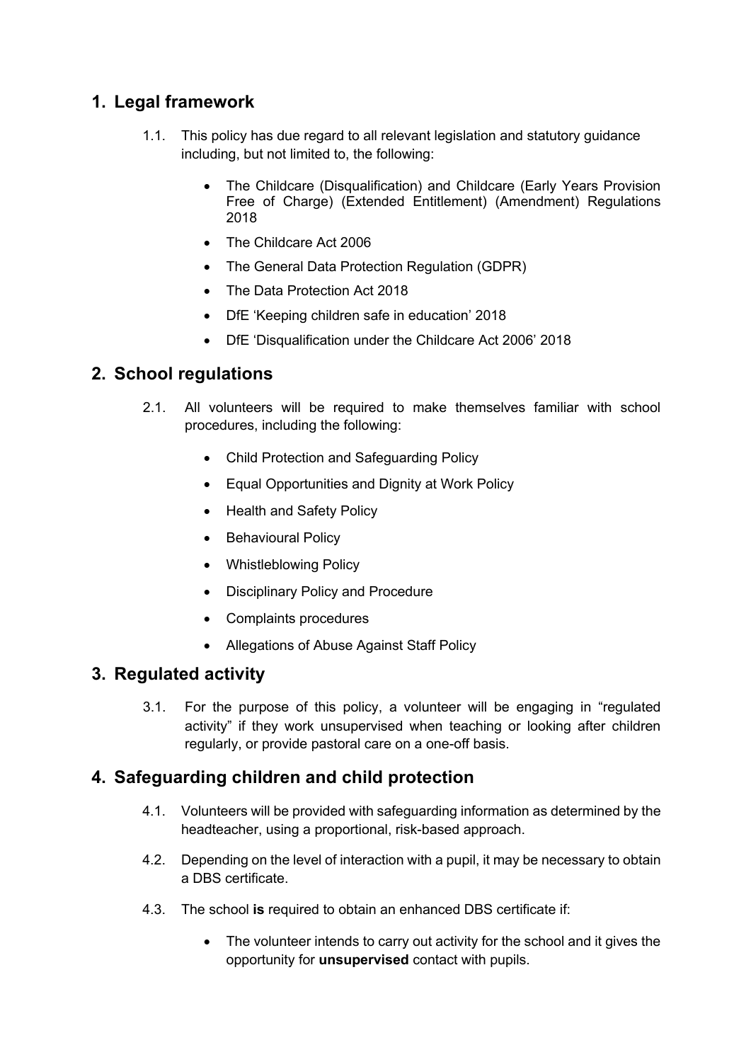## 1. Legal framework

1.1. This policy has due regard to all relevant legislation and statutory guidance including, but not limited to, the following:

- The Childcare (Disqualification) and Childcare (Early Years Provision Free of Charge) (Extended Entitlement) (Amendment) Regulations 2018
- The Childcare Act 2006
- The General Data Protection Regulation (GDPR)
- The Data Protection Act 2018
- DfE 'Keeping children safe in education' 2018
- DfE 'Disqualification under the Childcare Act 2006' 2018

## 2. School regulations

2.1. All volunteers will be required to make themselves familiar with school procedures, including the following:

- Child Protection and Safeguarding Policy
- Equal Opportunities and Dignity at Work Policy
- Health and Safety Policy
- Behavioural Policy
- Whistleblowing Policy
- Disciplinary Policy and Procedure
- Complaints procedures
- Allegations of Abuse Against Staff Policy

## 3. Regulated activity

3.1. For the purpose of this policy, a volunteer will be engaging in "regulated activity" if they work unsupervised when teaching or looking after children regularly, or provide pastoral care on a one-off basis.

## 4. Safeguarding children and child protection

4.1. Volunteers will be provided with safeguarding information as determined by the headteacher, using a proportional, risk-based approach.

4.2. Depending on the level of interaction with a pupil, it may be necessary to obtain a DBS certificate.

4.3. The school **is** required to obtain an enhanced DBS certificate if:

- The volunteer intends to carry out activity for the school and it gives the opportunity for **unsupervised** contact with pupils.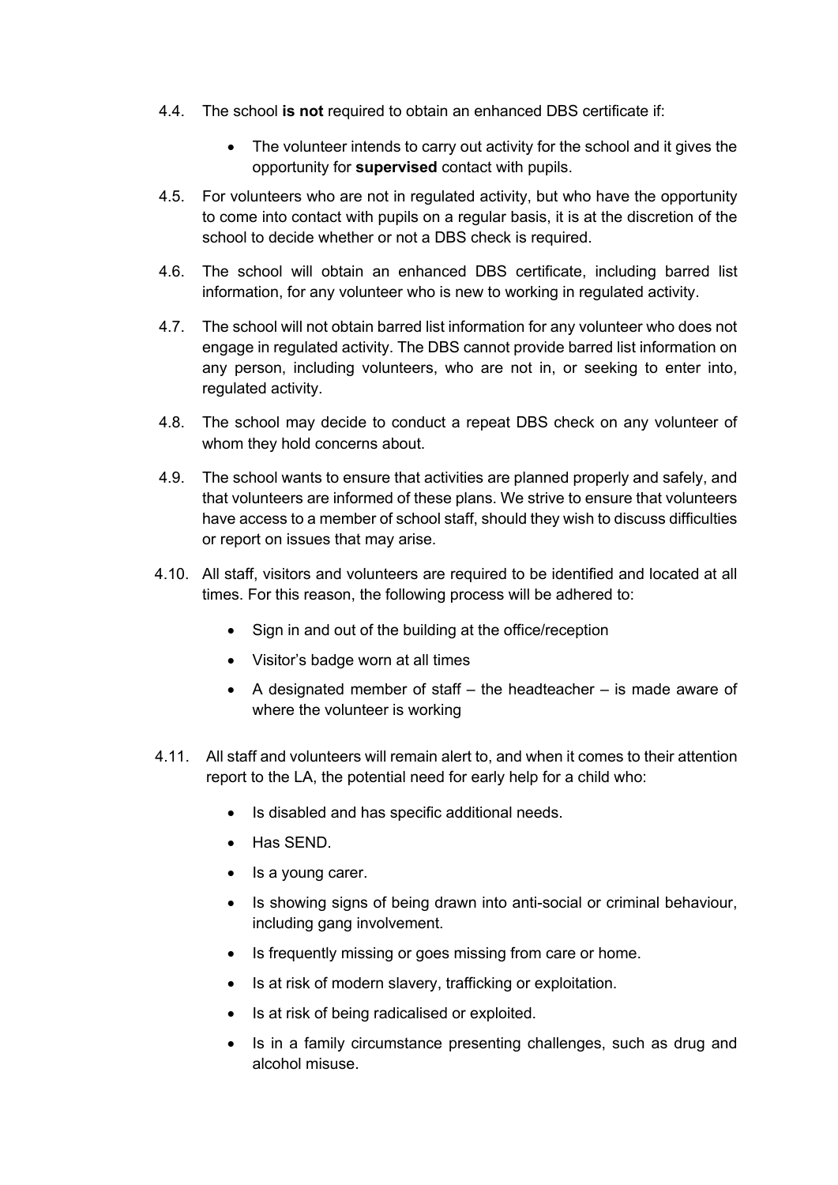4.4. The school **is not** required to obtain an enhanced DBS certificate if:

- The volunteer intends to carry out activity for the school and it gives the opportunity for **supervised** contact with pupils.

4.5. For volunteers who are not in regulated activity, but who have the opportunity to come into contact with pupils on a regular basis, it is at the discretion of the school to decide whether or not a DBS check is required.

4.6. The school will obtain an enhanced DBS certificate, including barred list information, for any volunteer who is new to working in regulated activity.

4.7. The school will not obtain barred list information for any volunteer who does not engage in regulated activity. The DBS cannot provide barred list information on any person, including volunteers, who are not in, or seeking to enter into, regulated activity.

4.8. The school may decide to conduct a repeat DBS check on any volunteer of whom they hold concerns about.

4.9. The school wants to ensure that activities are planned properly and safely, and that volunteers are informed of these plans. We strive to ensure that volunteers have access to a member of school staff, should they wish to discuss difficulties or report on issues that may arise.

4.10. All staff, visitors and volunteers are required to be identified and located at all times. For this reason, the following process will be adhered to:

- Sign in and out of the building at the office/reception
- Visitor's badge worn at all times
- A designated member of staff – the headteacher – is made aware of where the volunteer is working

4.11. All staff and volunteers will remain alert to, and when it comes to their attention report to the LA, the potential need for early help for a child who:

- Is disabled and has specific additional needs.
- Has SEND.
- Is a young carer.
- Is showing signs of being drawn into anti-social or criminal behaviour, including gang involvement.
- Is frequently missing or goes missing from care or home.
- Is at risk of modern slavery, trafficking or exploitation.
- Is at risk of being radicalised or exploited.
- Is in a family circumstance presenting challenges, such as drug and alcohol misuse.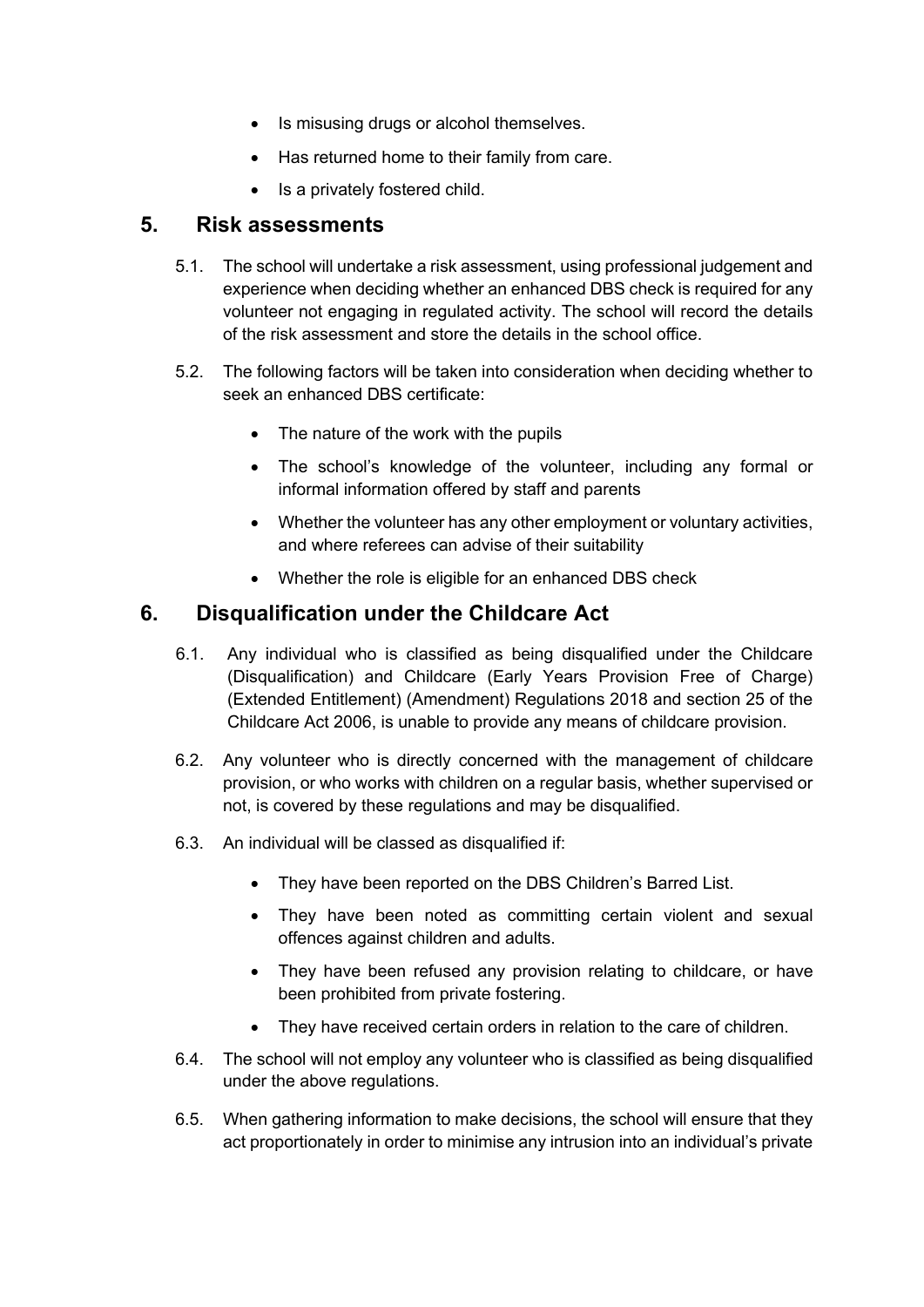- Is misusing drugs or alcohol themselves.
- Has returned home to their family from care.
- Is a privately fostered child.

## 5. Risk assessments

5.1. The school will undertake a risk assessment, using professional judgement and experience when deciding whether an enhanced DBS check is required for any volunteer not engaging in regulated activity. The school will record the details of the risk assessment and store the details in the school office.

5.2. The following factors will be taken into consideration when deciding whether to seek an enhanced DBS certificate:

- The nature of the work with the pupils
- The school's knowledge of the volunteer, including any formal or informal information offered by staff and parents
- Whether the volunteer has any other employment or voluntary activities, and where referees can advise of their suitability
- Whether the role is eligible for an enhanced DBS check

## 6. Disqualification under the Childcare Act

6.1. Any individual who is classified as being disqualified under the Childcare (Disqualification) and Childcare (Early Years Provision Free of Charge) (Extended Entitlement) (Amendment) Regulations 2018 and section 25 of the Childcare Act 2006, is unable to provide any means of childcare provision.

6.2. Any volunteer who is directly concerned with the management of childcare provision, or who works with children on a regular basis, whether supervised or not, is covered by these regulations and may be disqualified.

6.3. An individual will be classed as disqualified if:

- They have been reported on the DBS Children's Barred List.
- They have been noted as committing certain violent and sexual offences against children and adults.
- They have been refused any provision relating to childcare, or have been prohibited from private fostering.
- They have received certain orders in relation to the care of children.

6.4. The school will not employ any volunteer who is classified as being disqualified under the above regulations.

6.5. When gathering information to make decisions, the school will ensure that they act proportionately in order to minimise any intrusion into an individual's private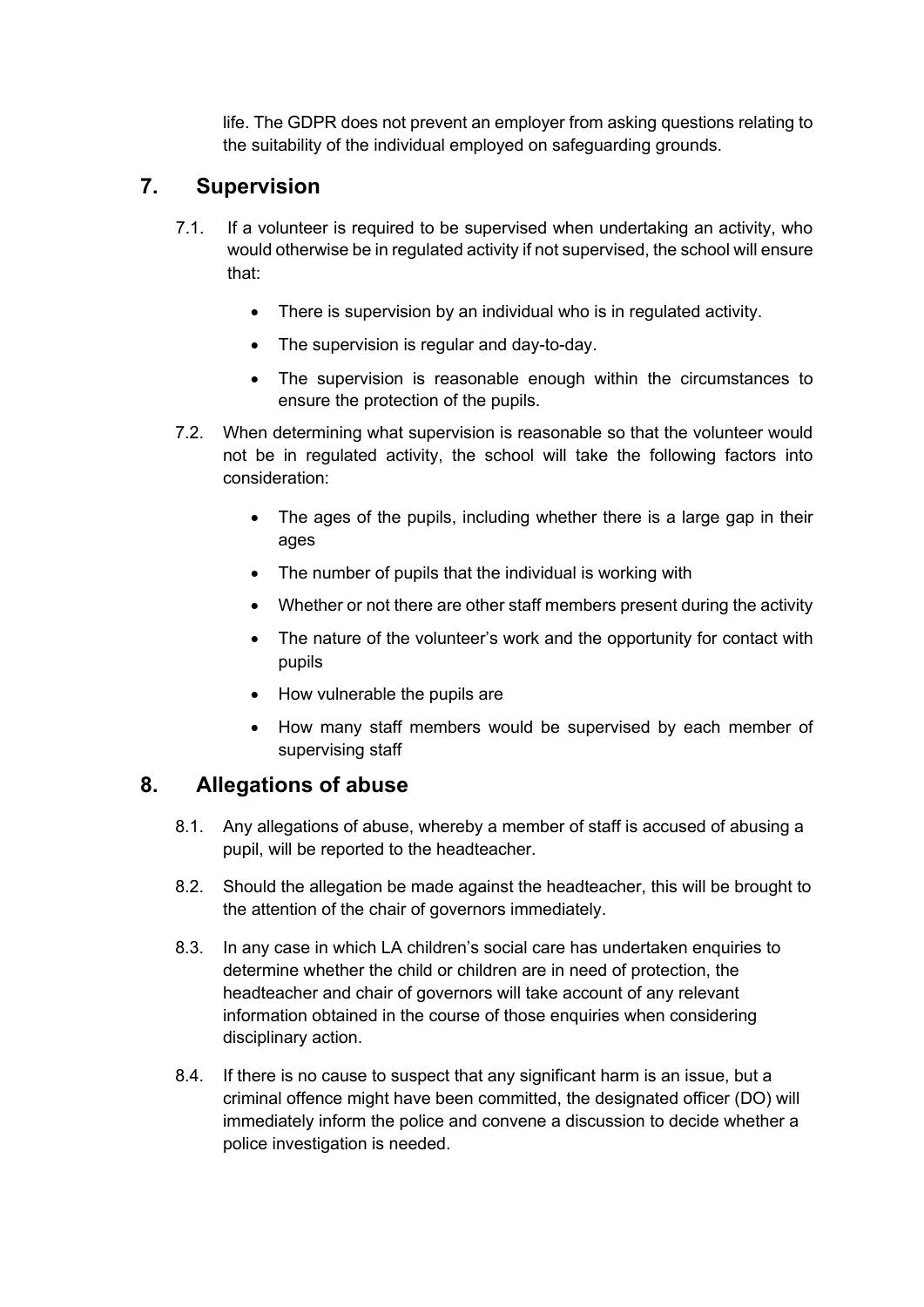life. The GDPR does not prevent an employer from asking questions relating to the suitability of the individual employed on safeguarding grounds.

## 7. Supervision

7.1. If a volunteer is required to be supervised when undertaking an activity, who would otherwise be in regulated activity if not supervised, the school will ensure that:

- There is supervision by an individual who is in regulated activity.
- The supervision is regular and day-to-day.
- The supervision is reasonable enough within the circumstances to ensure the protection of the pupils.

7.2. When determining what supervision is reasonable so that the volunteer would not be in regulated activity, the school will take the following factors into consideration:

- The ages of the pupils, including whether there is a large gap in their ages
- The number of pupils that the individual is working with
- Whether or not there are other staff members present during the activity
- The nature of the volunteer's work and the opportunity for contact with pupils
- How vulnerable the pupils are
- How many staff members would be supervised by each member of supervising staff

## 8. Allegations of abuse

8.1. Any allegations of abuse, whereby a member of staff is accused of abusing a pupil, will be reported to the headteacher.

8.2. Should the allegation be made against the headteacher, this will be brought to the attention of the chair of governors immediately.

8.3. In any case in which LA children's social care has undertaken enquiries to determine whether the child or children are in need of protection, the headteacher and chair of governors will take account of any relevant information obtained in the course of those enquiries when considering disciplinary action.

8.4. If there is no cause to suspect that any significant harm is an issue, but a criminal offence might have been committed, the designated officer (DO) will immediately inform the police and convene a discussion to decide whether a police investigation is needed.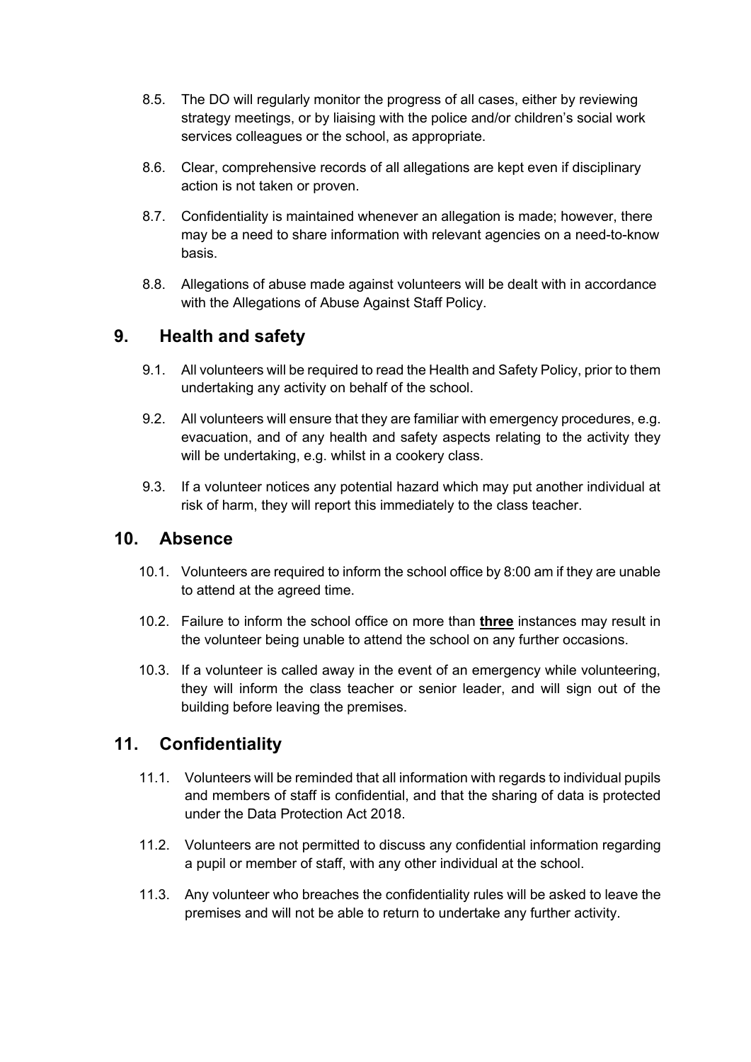8.5. The DO will regularly monitor the progress of all cases, either by reviewing strategy meetings, or by liaising with the police and/or children's social work services colleagues or the school, as appropriate.

8.6. Clear, comprehensive records of all allegations are kept even if disciplinary action is not taken or proven.

8.7. Confidentiality is maintained whenever an allegation is made; however, there may be a need to share information with relevant agencies on a need-to-know basis.

8.8. Allegations of abuse made against volunteers will be dealt with in accordance with the Allegations of Abuse Against Staff Policy.

## 9. Health and safety

9.1. All volunteers will be required to read the Health and Safety Policy, prior to them undertaking any activity on behalf of the school.

9.2. All volunteers will ensure that they are familiar with emergency procedures, e.g. evacuation, and of any health and safety aspects relating to the activity they will be undertaking, e.g. whilst in a cookery class.

9.3. If a volunteer notices any potential hazard which may put another individual at risk of harm, they will report this immediately to the class teacher.

## 10. Absence

10.1. Volunteers are required to inform the school office by 8:00 am if they are unable to attend at the agreed time.

10.2. Failure to inform the school office on more than **three** instances may result in the volunteer being unable to attend the school on any further occasions.

10.3. If a volunteer is called away in the event of an emergency while volunteering, they will inform the class teacher or senior leader, and will sign out of the building before leaving the premises.

## 11. Confidentiality

11.1. Volunteers will be reminded that all information with regards to individual pupils and members of staff is confidential, and that the sharing of data is protected under the Data Protection Act 2018.

11.2. Volunteers are not permitted to discuss any confidential information regarding a pupil or member of staff, with any other individual at the school.

11.3. Any volunteer who breaches the confidentiality rules will be asked to leave the premises and will not be able to return to undertake any further activity.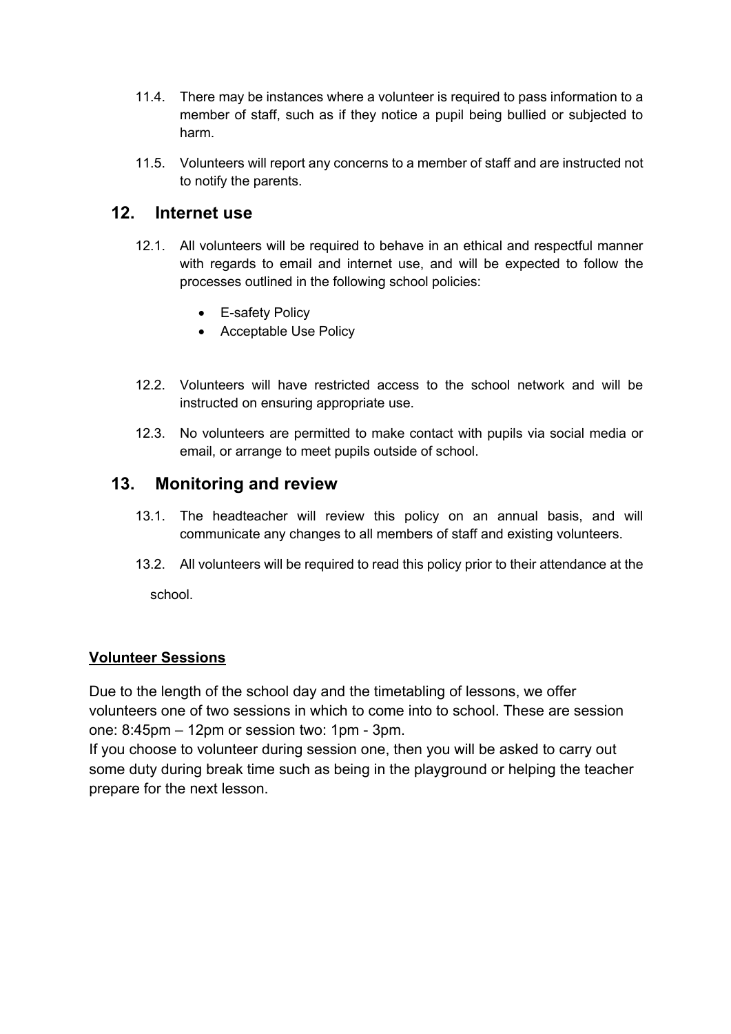11.4. There may be instances where a volunteer is required to pass information to a member of staff, such as if they notice a pupil being bullied or subjected to harm.

11.5. Volunteers will report any concerns to a member of staff and are instructed not to notify the parents.

## 12. Internet use

12.1. All volunteers will be required to behave in an ethical and respectful manner with regards to email and internet use, and will be expected to follow the processes outlined in the following school policies:

- E-safety Policy
- Acceptable Use Policy

12.2. Volunteers will have restricted access to the school network and will be instructed on ensuring appropriate use.

12.3. No volunteers are permitted to make contact with pupils via social media or email, or arrange to meet pupils outside of school.

## 13. Monitoring and review

13.1. The headteacher will review this policy on an annual basis, and will communicate any changes to all members of staff and existing volunteers.

13.2. All volunteers will be required to read this policy prior to their attendance at the school.

**Volunteer Sessions**

Due to the length of the school day and the timetabling of lessons, we offer volunteers one of two sessions in which to come into to school. These are session one: 8:45pm – 12pm or session two: 1pm - 3pm.
If you choose to volunteer during session one, then you will be asked to carry out some duty during break time such as being in the playground or helping the teacher prepare for the next lesson.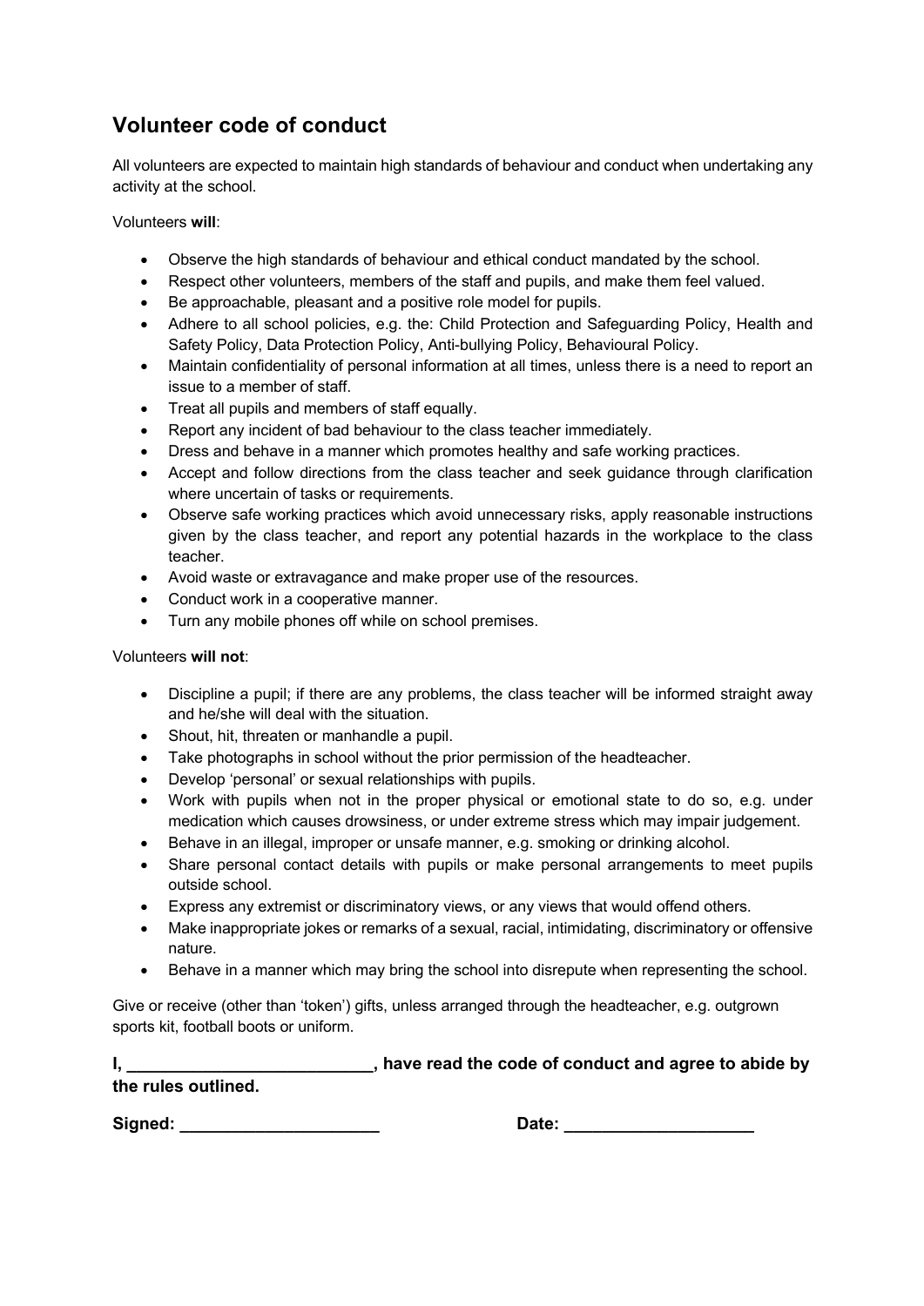## Volunteer code of conduct

All volunteers are expected to maintain high standards of behaviour and conduct when undertaking any activity at the school.

Volunteers **will**:

- Observe the high standards of behaviour and ethical conduct mandated by the school.
- Respect other volunteers, members of the staff and pupils, and make them feel valued.
- Be approachable, pleasant and a positive role model for pupils.
- Adhere to all school policies, e.g. the: Child Protection and Safeguarding Policy, Health and Safety Policy, Data Protection Policy, Anti-bullying Policy, Behavioural Policy.
- Maintain confidentiality of personal information at all times, unless there is a need to report an issue to a member of staff.
- Treat all pupils and members of staff equally.
- Report any incident of bad behaviour to the class teacher immediately.
- Dress and behave in a manner which promotes healthy and safe working practices.
- Accept and follow directions from the class teacher and seek guidance through clarification where uncertain of tasks or requirements.
- Observe safe working practices which avoid unnecessary risks, apply reasonable instructions given by the class teacher, and report any potential hazards in the workplace to the class teacher.
- Avoid waste or extravagance and make proper use of the resources.
- Conduct work in a cooperative manner.
- Turn any mobile phones off while on school premises.

Volunteers **will not**:

- Discipline a pupil; if there are any problems, the class teacher will be informed straight away and he/she will deal with the situation.
- Shout, hit, threaten or manhandle a pupil.
- Take photographs in school without the prior permission of the headteacher.
- Develop 'personal' or sexual relationships with pupils.
- Work with pupils when not in the proper physical or emotional state to do so, e.g. under medication which causes drowsiness, or under extreme stress which may impair judgement.
- Behave in an illegal, improper or unsafe manner, e.g. smoking or drinking alcohol.
- Share personal contact details with pupils or make personal arrangements to meet pupils outside school.
- Express any extremist or discriminatory views, or any views that would offend others.
- Make inappropriate jokes or remarks of a sexual, racial, intimidating, discriminatory or offensive nature.
- Behave in a manner which may bring the school into disrepute when representing the school.

Give or receive (other than 'token') gifts, unless arranged through the headteacher, e.g. outgrown sports kit, football boots or uniform.

**I, __________________________, have read the code of conduct and agree to abide by the rules outlined.**

**Signed: _____________________** **Date: ____________________**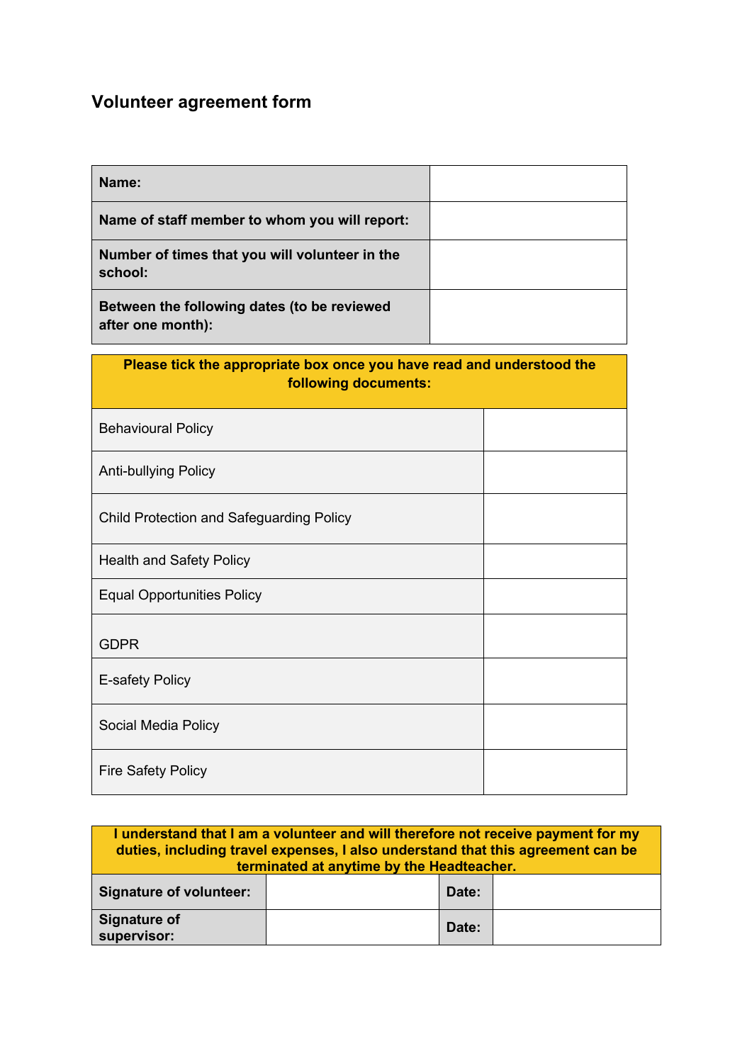## Volunteer agreement form

| **Name:** | |
|---|---|
| **Name of staff member to whom you will report:** | |
| **Number of times that you will volunteer in the school:** | |
| **Between the following dates (to be reviewed after one month):** | |

| **Please tick the appropriate box once you have read and understood the following documents:** | |
|---|---|
| Behavioural Policy | |
| Anti-bullying Policy | |
| Child Protection and Safeguarding Policy | |
| Health and Safety Policy | |
| Equal Opportunities Policy | |
| GDPR | |
| E-safety Policy | |
| Social Media Policy | |
| Fire Safety Policy | |

| **I understand that I am a volunteer and will therefore not receive payment for my duties, including travel expenses, I also understand that this agreement can be terminated at anytime by the Headteacher.** | | | |
|---|---|---|---|
| **Signature of volunteer:** | | **Date:** | |
| **Signature of supervisor:** | | **Date:** | |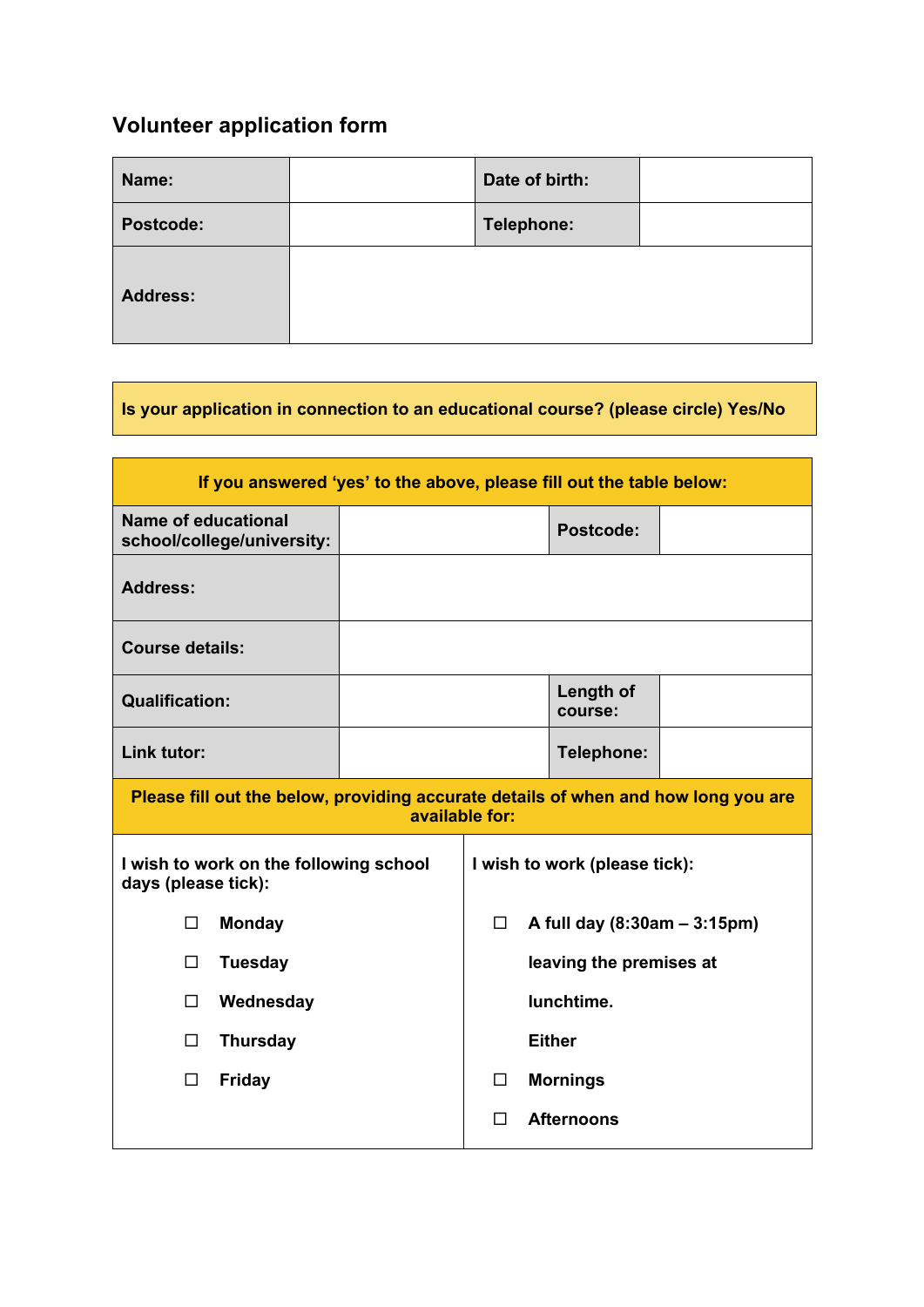## Volunteer application form

| Name: | | Date of birth: | |
|---|---|---|---|
| Postcode: | | Telephone: | |
| Address: | | | |

**Is your application in connection to an educational course? (please circle) Yes/No**

| If you answered 'yes' to the above, please fill out the table below: | | | |
|---|---|---|---|
| Name of educational school/college/university: | | Postcode: | |
| Address: | | | |
| Course details: | | | |
| Qualification: | | Length of course: | |
| Link tutor: | | Telephone: | |

**Please fill out the below, providing accurate details of when and how long you are available for:**

| I wish to work on the following school days (please tick): | I wish to work (please tick): |
|---|---|
| ☐ Monday | ☐ A full day (8:30am – 3:15pm) |
| ☐ Tuesday | leaving the premises at |
| ☐ Wednesday | lunchtime. |
| ☐ Thursday | Either |
| ☐ Friday | ☐ Mornings |
| | ☐ Afternoons |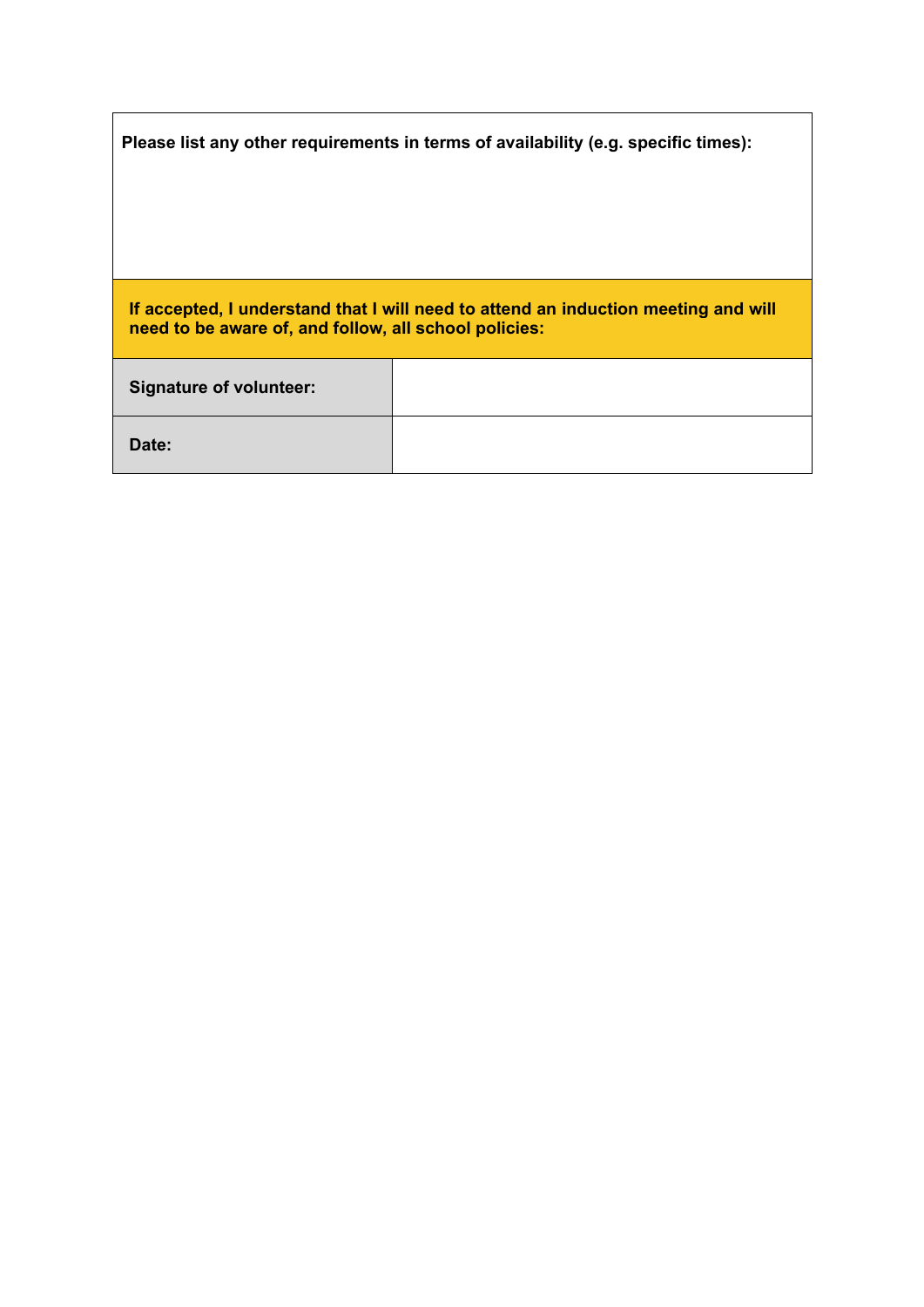**Please list any other requirements in terms of availability (e.g. specific times):**

**If accepted, I understand that I will need to attend an induction meeting and will need to be aware of, and follow, all school policies:**

| | |
|---|---|
| **Signature of volunteer:** | |
| **Date:** | |